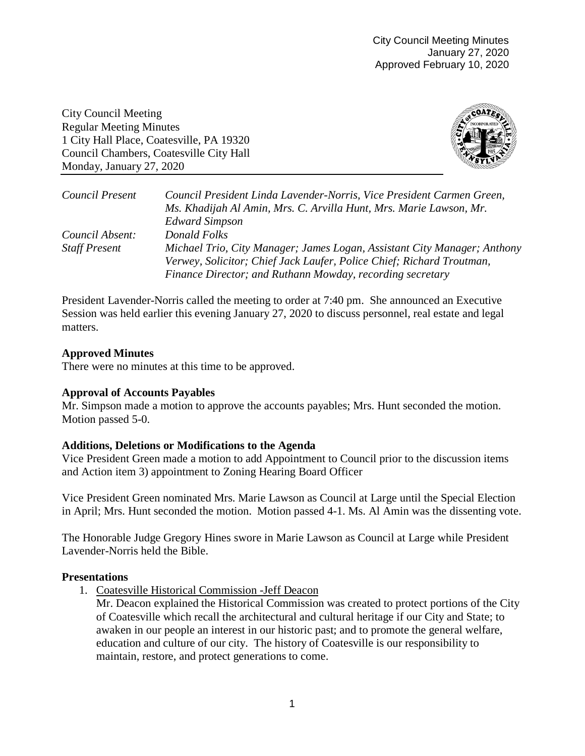City Council Meeting Minutes
January 27, 2020
Approved February 10, 2020

City Council Meeting
Regular Meeting Minutes
1 City Hall Place, Coatesville, PA 19320
Council Chambers, Coatesville City Hall
Monday, January 27, 2020

| | |
|---|---|
| *Council Present* | *Council President Linda Lavender-Norris, Vice President Carmen Green, Ms. Khadijah Al Amin, Mrs. C. Arvilla Hunt, Mrs. Marie Lawson, Mr. Edward Simpson* |
| *Council Absent:* | *Donald Folks* |
| *Staff Present* | *Michael Trio, City Manager; James Logan, Assistant City Manager; Anthony Verwey, Solicitor; Chief Jack Laufer, Police Chief; Richard Troutman, Finance Director; and Ruthann Mowday, recording secretary* |

President Lavender-Norris called the meeting to order at 7:40 pm. She announced an Executive Session was held earlier this evening January 27, 2020 to discuss personnel, real estate and legal matters.

**Approved Minutes**
There were no minutes at this time to be approved.

**Approval of Accounts Payables**
Mr. Simpson made a motion to approve the accounts payables; Mrs. Hunt seconded the motion. Motion passed 5-0.

**Additions, Deletions or Modifications to the Agenda**
Vice President Green made a motion to add Appointment to Council prior to the discussion items and Action item 3) appointment to Zoning Hearing Board Officer

Vice President Green nominated Mrs. Marie Lawson as Council at Large until the Special Election in April; Mrs. Hunt seconded the motion. Motion passed 4-1. Ms. Al Amin was the dissenting vote.

The Honorable Judge Gregory Hines swore in Marie Lawson as Council at Large while President Lavender-Norris held the Bible.

**Presentations**

1. Coatesville Historical Commission -Jeff Deacon
   Mr. Deacon explained the Historical Commission was created to protect portions of the City of Coatesville which recall the architectural and cultural heritage if our City and State; to awaken in our people an interest in our historic past; and to promote the general welfare, education and culture of our city. The history of Coatesville is our responsibility to maintain, restore, and protect generations to come.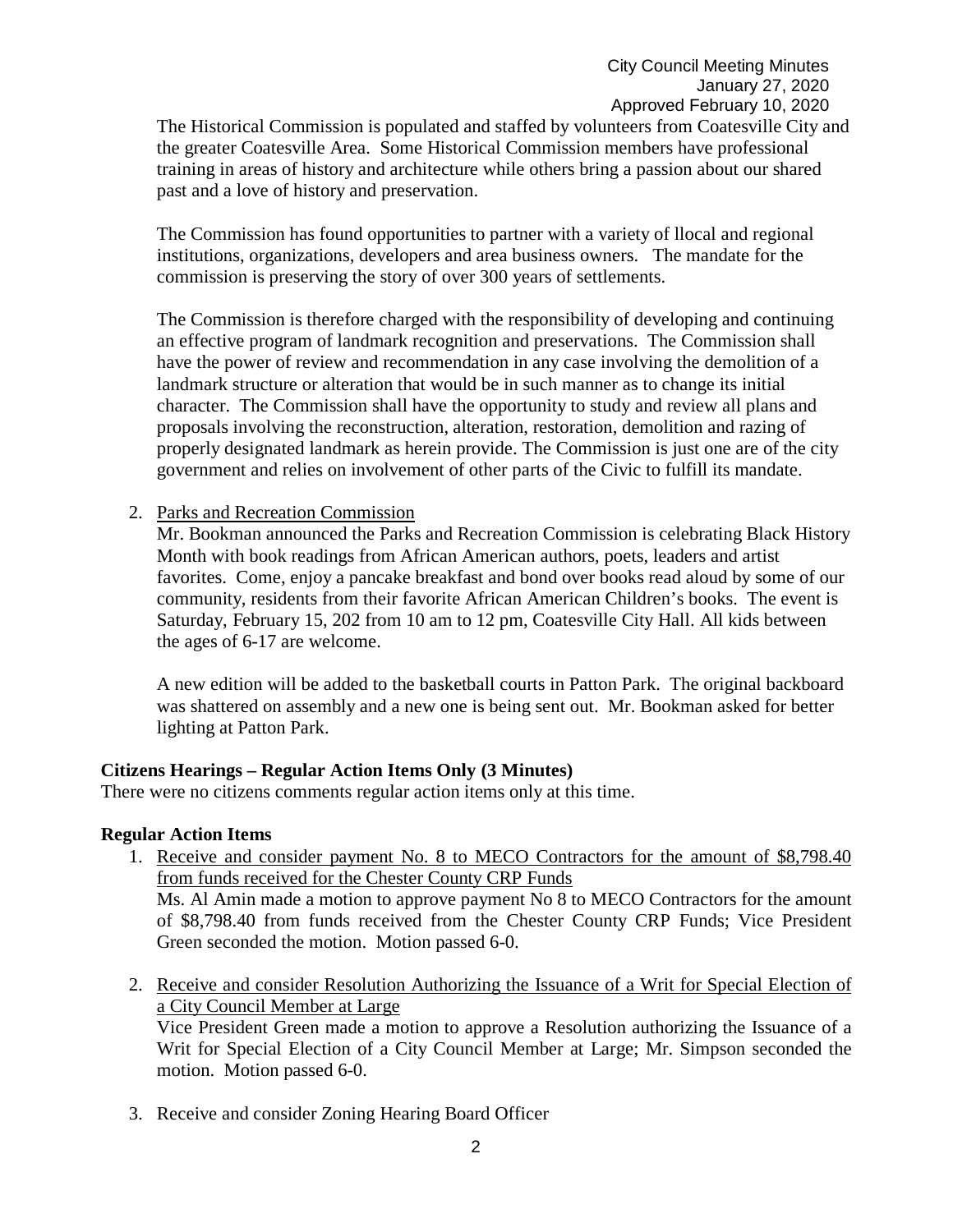The Historical Commission is populated and staffed by volunteers from Coatesville City and the greater Coatesville Area. Some Historical Commission members have professional training in areas of history and architecture while others bring a passion about our shared past and a love of history and preservation.

The Commission has found opportunities to partner with a variety of llocal and regional institutions, organizations, developers and area business owners. The mandate for the commission is preserving the story of over 300 years of settlements.

The Commission is therefore charged with the responsibility of developing and continuing an effective program of landmark recognition and preservations. The Commission shall have the power of review and recommendation in any case involving the demolition of a landmark structure or alteration that would be in such manner as to change its initial character. The Commission shall have the opportunity to study and review all plans and proposals involving the reconstruction, alteration, restoration, demolition and razing of properly designated landmark as herein provide. The Commission is just one are of the city government and relies on involvement of other parts of the Civic to fulfill its mandate.

2. Parks and Recreation Commission

   Mr. Bookman announced the Parks and Recreation Commission is celebrating Black History Month with book readings from African American authors, poets, leaders and artist favorites. Come, enjoy a pancake breakfast and bond over books read aloud by some of our community, residents from their favorite African American Children's books. The event is Saturday, February 15, 202 from 10 am to 12 pm, Coatesville City Hall. All kids between the ages of 6-17 are welcome.

   A new edition will be added to the basketball courts in Patton Park. The original backboard was shattered on assembly and a new one is being sent out. Mr. Bookman asked for better lighting at Patton Park.

**Citizens Hearings – Regular Action Items Only (3 Minutes)**

There were no citizens comments regular action items only at this time.

**Regular Action Items**

1. Receive and consider payment No. 8 to MECO Contractors for the amount of $8,798.40 from funds received for the Chester County CRP Funds

   Ms. Al Amin made a motion to approve payment No 8 to MECO Contractors for the amount of $8,798.40 from funds received from the Chester County CRP Funds; Vice President Green seconded the motion. Motion passed 6-0.

2. Receive and consider Resolution Authorizing the Issuance of a Writ for Special Election of a City Council Member at Large

   Vice President Green made a motion to approve a Resolution authorizing the Issuance of a Writ for Special Election of a City Council Member at Large; Mr. Simpson seconded the motion. Motion passed 6-0.

3. Receive and consider Zoning Hearing Board Officer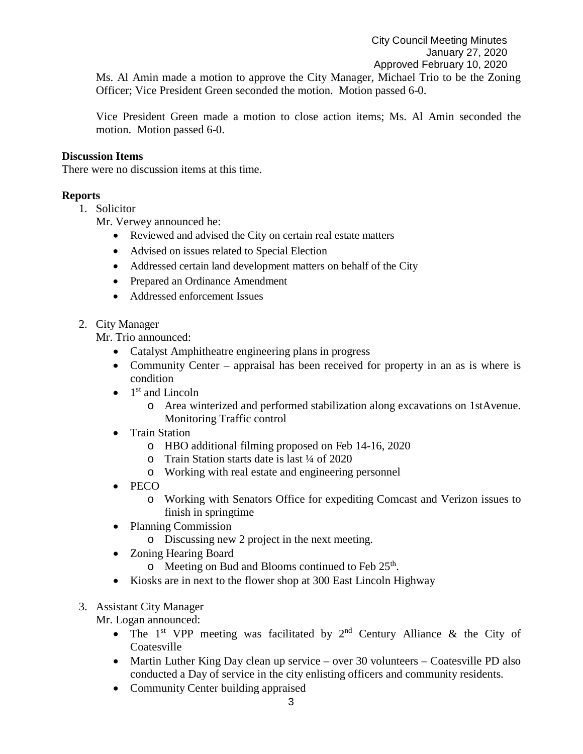Ms. Al Amin made a motion to approve the City Manager, Michael Trio to be the Zoning Officer; Vice President Green seconded the motion. Motion passed 6-0.

Vice President Green made a motion to close action items; Ms. Al Amin seconded the motion. Motion passed 6-0.

**Discussion Items**

There were no discussion items at this time.

**Reports**

1. Solicitor

   Mr. Verwey announced he:

   - Reviewed and advised the City on certain real estate matters
   - Advised on issues related to Special Election
   - Addressed certain land development matters on behalf of the City
   - Prepared an Ordinance Amendment
   - Addressed enforcement Issues

2. City Manager

   Mr. Trio announced:

   - Catalyst Amphitheatre engineering plans in progress
   - Community Center – appraisal has been received for property in an as is where is condition
   - 1st and Lincoln
     - Area winterized and performed stabilization along excavations on 1stAvenue. Monitoring Traffic control
   - Train Station
     - HBO additional filming proposed on Feb 14-16, 2020
     - Train Station starts date is last ¼ of 2020
     - Working with real estate and engineering personnel
   - PECO
     - Working with Senators Office for expediting Comcast and Verizon issues to finish in springtime
   - Planning Commission
     - Discussing new 2 project in the next meeting.
   - Zoning Hearing Board
     - Meeting on Bud and Blooms continued to Feb 25th.
   - Kiosks are in next to the flower shop at 300 East Lincoln Highway

3. Assistant City Manager

   Mr. Logan announced:

   - The 1st VPP meeting was facilitated by 2nd Century Alliance & the City of Coatesville
   - Martin Luther King Day clean up service – over 30 volunteers – Coatesville PD also conducted a Day of service in the city enlisting officers and community residents.
   - Community Center building appraised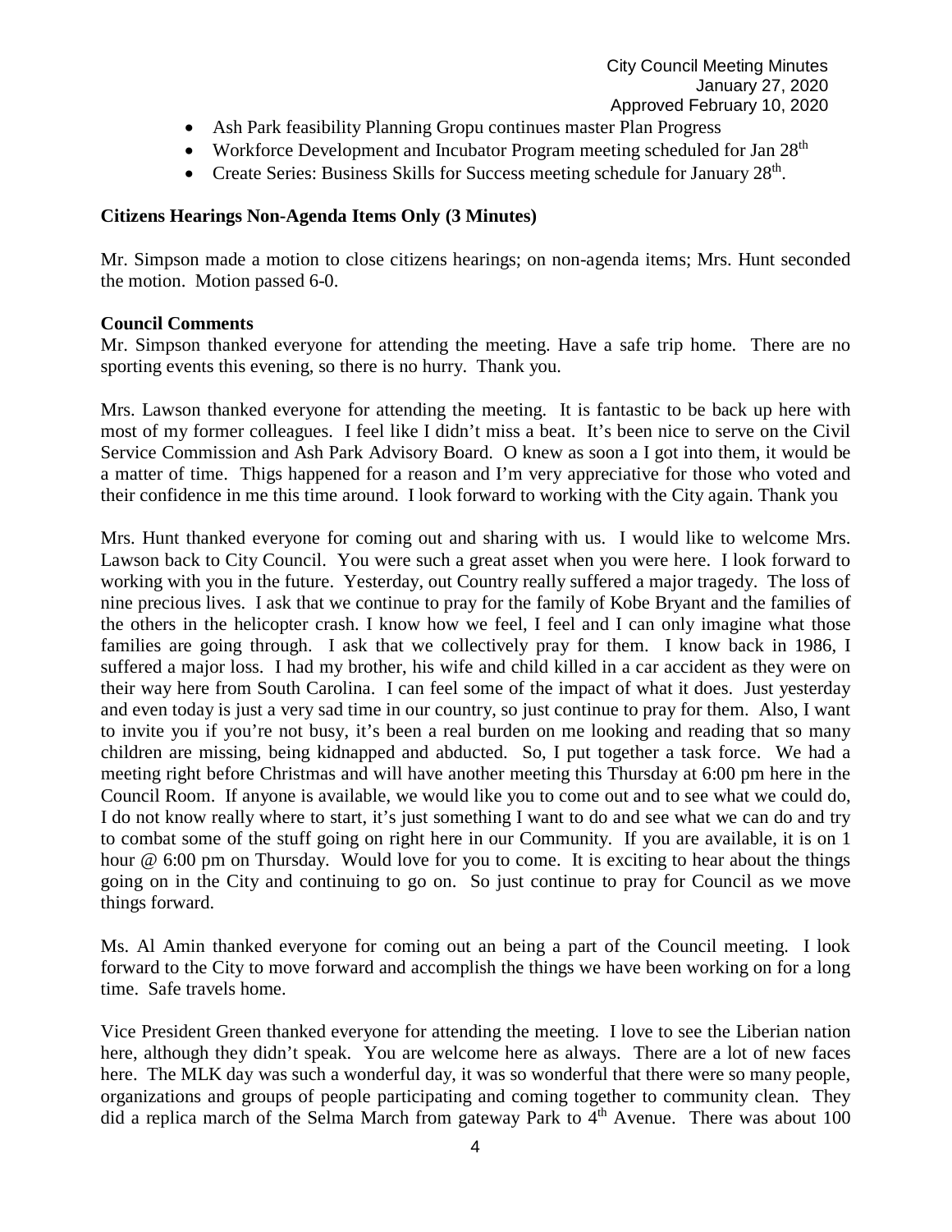- Ash Park feasibility Planning Gropu continues master Plan Progress
- Workforce Development and Incubator Program meeting scheduled for Jan 28th
- Create Series: Business Skills for Success meeting schedule for January 28th.

**Citizens Hearings Non-Agenda Items Only (3 Minutes)**

Mr. Simpson made a motion to close citizens hearings; on non-agenda items; Mrs. Hunt seconded the motion. Motion passed 6-0.

**Council Comments**

Mr. Simpson thanked everyone for attending the meeting. Have a safe trip home. There are no sporting events this evening, so there is no hurry. Thank you.

Mrs. Lawson thanked everyone for attending the meeting. It is fantastic to be back up here with most of my former colleagues. I feel like I didn't miss a beat. It's been nice to serve on the Civil Service Commission and Ash Park Advisory Board. O knew as soon a I got into them, it would be a matter of time. Thigs happened for a reason and I'm very appreciative for those who voted and their confidence in me this time around. I look forward to working with the City again. Thank you

Mrs. Hunt thanked everyone for coming out and sharing with us. I would like to welcome Mrs. Lawson back to City Council. You were such a great asset when you were here. I look forward to working with you in the future. Yesterday, out Country really suffered a major tragedy. The loss of nine precious lives. I ask that we continue to pray for the family of Kobe Bryant and the families of the others in the helicopter crash. I know how we feel, I feel and I can only imagine what those families are going through. I ask that we collectively pray for them. I know back in 1986, I suffered a major loss. I had my brother, his wife and child killed in a car accident as they were on their way here from South Carolina. I can feel some of the impact of what it does. Just yesterday and even today is just a very sad time in our country, so just continue to pray for them. Also, I want to invite you if you're not busy, it's been a real burden on me looking and reading that so many children are missing, being kidnapped and abducted. So, I put together a task force. We had a meeting right before Christmas and will have another meeting this Thursday at 6:00 pm here in the Council Room. If anyone is available, we would like you to come out and to see what we could do, I do not know really where to start, it's just something I want to do and see what we can do and try to combat some of the stuff going on right here in our Community. If you are available, it is on 1 hour @ 6:00 pm on Thursday. Would love for you to come. It is exciting to hear about the things going on in the City and continuing to go on. So just continue to pray for Council as we move things forward.

Ms. Al Amin thanked everyone for coming out an being a part of the Council meeting. I look forward to the City to move forward and accomplish the things we have been working on for a long time. Safe travels home.

Vice President Green thanked everyone for attending the meeting. I love to see the Liberian nation here, although they didn't speak. You are welcome here as always. There are a lot of new faces here. The MLK day was such a wonderful day, it was so wonderful that there were so many people, organizations and groups of people participating and coming together to community clean. They did a replica march of the Selma March from gateway Park to 4th Avenue. There was about 100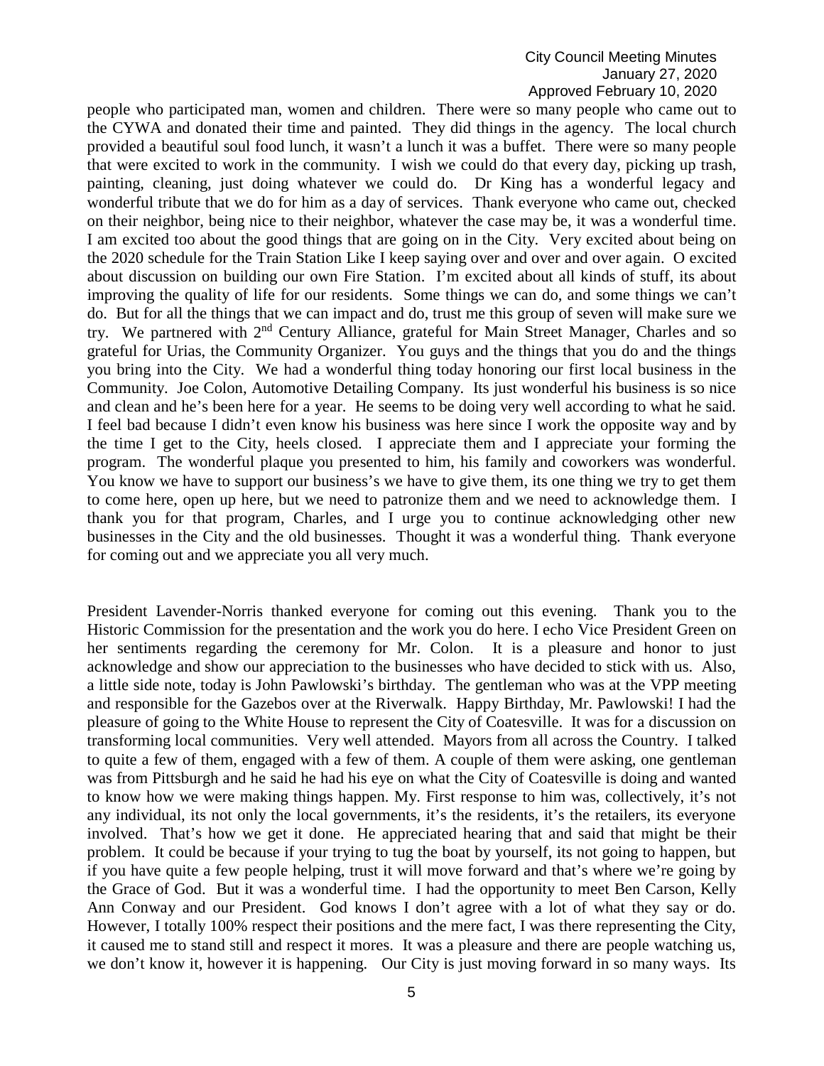people who participated man, women and children. There were so many people who came out to the CYWA and donated their time and painted. They did things in the agency. The local church provided a beautiful soul food lunch, it wasn't a lunch it was a buffet. There were so many people that were excited to work in the community. I wish we could do that every day, picking up trash, painting, cleaning, just doing whatever we could do. Dr King has a wonderful legacy and wonderful tribute that we do for him as a day of services. Thank everyone who came out, checked on their neighbor, being nice to their neighbor, whatever the case may be, it was a wonderful time. I am excited too about the good things that are going on in the City. Very excited about being on the 2020 schedule for the Train Station Like I keep saying over and over and over again. O excited about discussion on building our own Fire Station. I'm excited about all kinds of stuff, its about improving the quality of life for our residents. Some things we can do, and some things we can't do. But for all the things that we can impact and do, trust me this group of seven will make sure we try. We partnered with 2nd Century Alliance, grateful for Main Street Manager, Charles and so grateful for Urias, the Community Organizer. You guys and the things that you do and the things you bring into the City. We had a wonderful thing today honoring our first local business in the Community. Joe Colon, Automotive Detailing Company. Its just wonderful his business is so nice and clean and he's been here for a year. He seems to be doing very well according to what he said. I feel bad because I didn't even know his business was here since I work the opposite way and by the time I get to the City, heels closed. I appreciate them and I appreciate your forming the program. The wonderful plaque you presented to him, his family and coworkers was wonderful. You know we have to support our business's we have to give them, its one thing we try to get them to come here, open up here, but we need to patronize them and we need to acknowledge them. I thank you for that program, Charles, and I urge you to continue acknowledging other new businesses in the City and the old businesses. Thought it was a wonderful thing. Thank everyone for coming out and we appreciate you all very much.

President Lavender-Norris thanked everyone for coming out this evening. Thank you to the Historic Commission for the presentation and the work you do here. I echo Vice President Green on her sentiments regarding the ceremony for Mr. Colon. It is a pleasure and honor to just acknowledge and show our appreciation to the businesses who have decided to stick with us. Also, a little side note, today is John Pawlowski's birthday. The gentleman who was at the VPP meeting and responsible for the Gazebos over at the Riverwalk. Happy Birthday, Mr. Pawlowski! I had the pleasure of going to the White House to represent the City of Coatesville. It was for a discussion on transforming local communities. Very well attended. Mayors from all across the Country. I talked to quite a few of them, engaged with a few of them. A couple of them were asking, one gentleman was from Pittsburgh and he said he had his eye on what the City of Coatesville is doing and wanted to know how we were making things happen. My. First response to him was, collectively, it's not any individual, its not only the local governments, it's the residents, it's the retailers, its everyone involved. That's how we get it done. He appreciated hearing that and said that might be their problem. It could be because if your trying to tug the boat by yourself, its not going to happen, but if you have quite a few people helping, trust it will move forward and that's where we're going by the Grace of God. But it was a wonderful time. I had the opportunity to meet Ben Carson, Kelly Ann Conway and our President. God knows I don't agree with a lot of what they say or do. However, I totally 100% respect their positions and the mere fact, I was there representing the City, it caused me to stand still and respect it mores. It was a pleasure and there are people watching us, we don't know it, however it is happening. Our City is just moving forward in so many ways. Its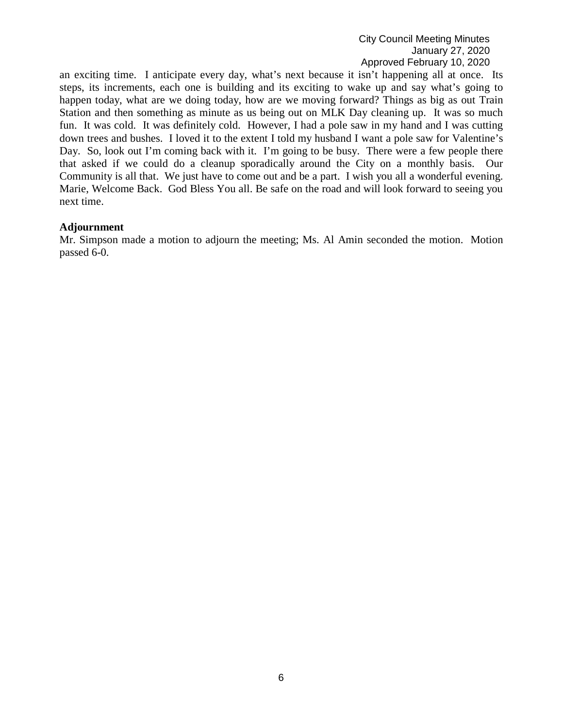an exciting time. I anticipate every day, what's next because it isn't happening all at once. Its steps, its increments, each one is building and its exciting to wake up and say what's going to happen today, what are we doing today, how are we moving forward? Things as big as out Train Station and then something as minute as us being out on MLK Day cleaning up. It was so much fun. It was cold. It was definitely cold. However, I had a pole saw in my hand and I was cutting down trees and bushes. I loved it to the extent I told my husband I want a pole saw for Valentine's Day. So, look out I'm coming back with it. I'm going to be busy. There were a few people there that asked if we could do a cleanup sporadically around the City on a monthly basis. Our Community is all that. We just have to come out and be a part. I wish you all a wonderful evening. Marie, Welcome Back. God Bless You all. Be safe on the road and will look forward to seeing you next time.

**Adjournment**

Mr. Simpson made a motion to adjourn the meeting; Ms. Al Amin seconded the motion. Motion passed 6-0.